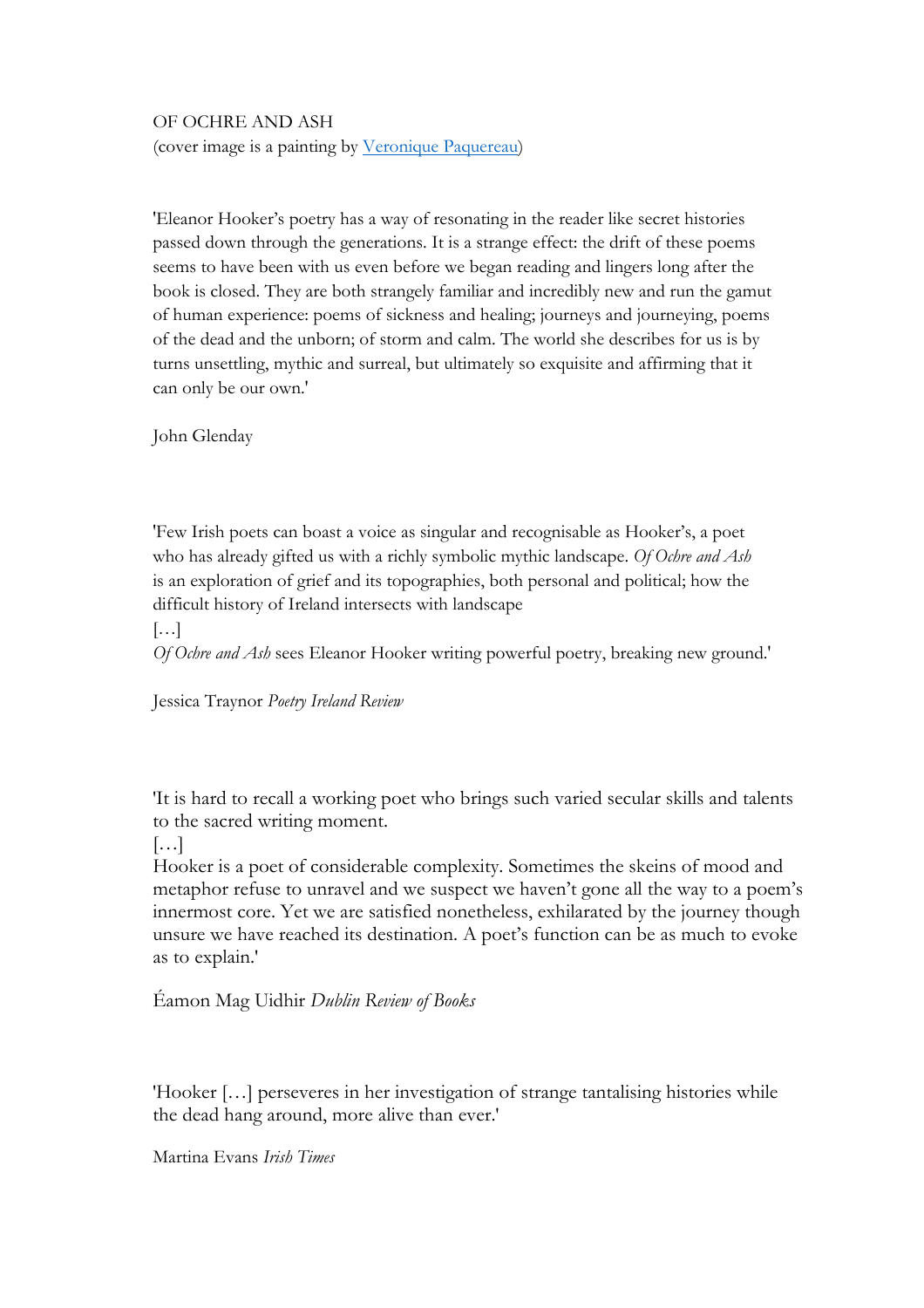OF OCHRE AND ASH
(cover image is a painting by [Veronique Paquereau](#))

'Eleanor Hooker's poetry has a way of resonating in the reader like secret histories passed down through the generations. It is a strange effect: the drift of these poems seems to have been with us even before we began reading and lingers long after the book is closed. They are both strangely familiar and incredibly new and run the gamut of human experience: poems of sickness and healing; journeys and journeying, poems of the dead and the unborn; of storm and calm. The world she describes for us is by turns unsettling, mythic and surreal, but ultimately so exquisite and affirming that it can only be our own.'

John Glenday

'Few Irish poets can boast a voice as singular and recognisable as Hooker's, a poet who has already gifted us with a richly symbolic mythic landscape. *Of Ochre and Ash* is an exploration of grief and its topographies, both personal and political; how the difficult history of Ireland intersects with landscape
[…]
*Of Ochre and Ash* sees Eleanor Hooker writing powerful poetry, breaking new ground.'

Jessica Traynor *Poetry Ireland Review*

'It is hard to recall a working poet who brings such varied secular skills and talents to the sacred writing moment.
[…]
Hooker is a poet of considerable complexity. Sometimes the skeins of mood and metaphor refuse to unravel and we suspect we haven't gone all the way to a poem's innermost core. Yet we are satisfied nonetheless, exhilarated by the journey though unsure we have reached its destination. A poet's function can be as much to evoke as to explain.'

Éamon Mag Uidhir *Dublin Review of Books*

'Hooker […] perseveres in her investigation of strange tantalising histories while the dead hang around, more alive than ever.'

Martina Evans *Irish Times*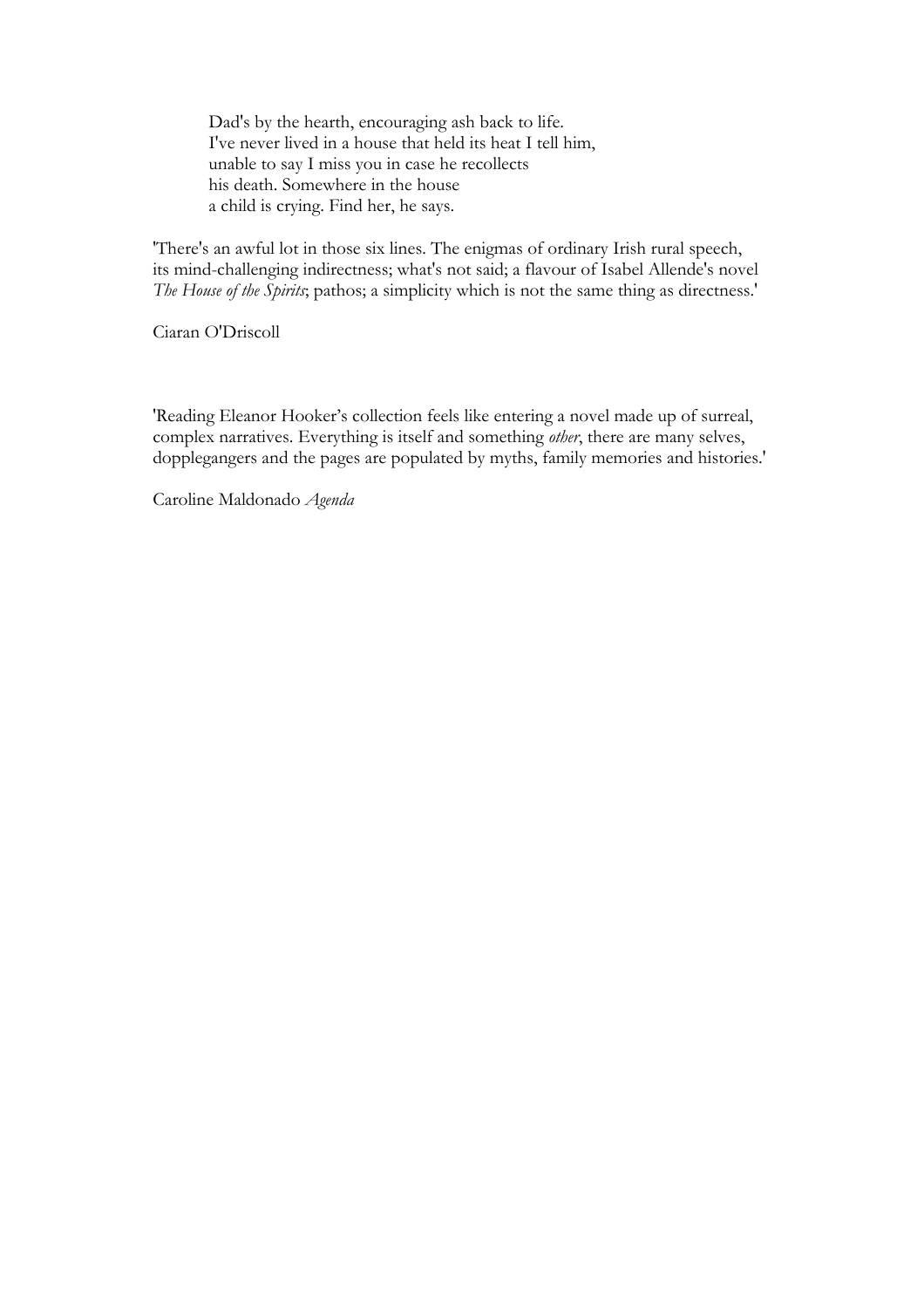> Dad's by the hearth, encouraging ash back to life.
> I've never lived in a house that held its heat I tell him,
> unable to say I miss you in case he recollects
> his death. Somewhere in the house
> a child is crying. Find her, he says.

'There's an awful lot in those six lines. The enigmas of ordinary Irish rural speech, its mind-challenging indirectness; what's not said; a flavour of Isabel Allende's novel *The House of the Spirits*; pathos; a simplicity which is not the same thing as directness.'

Ciaran O'Driscoll

'Reading Eleanor Hooker's collection feels like entering a novel made up of surreal, complex narratives. Everything is itself and something *other*, there are many selves, dopplegangers and the pages are populated by myths, family memories and histories.'

Caroline Maldonado *Agenda*